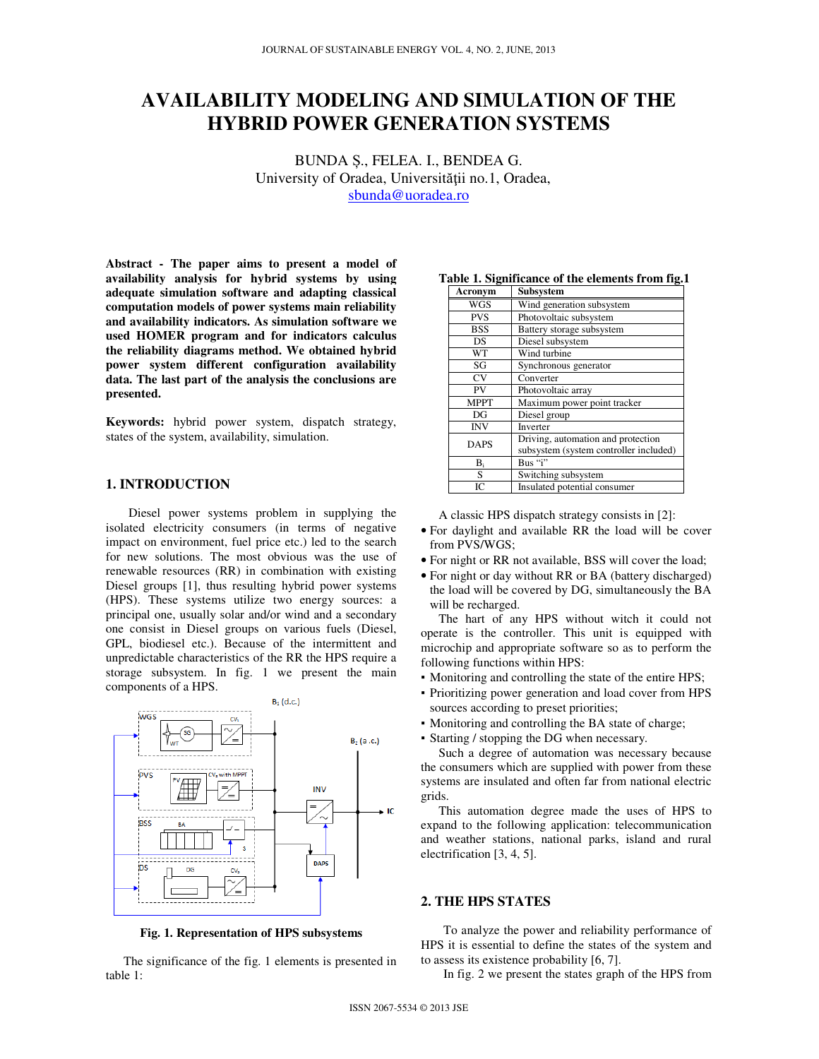# AVAILABILITY MODELING AND SIMULATION OF THE HYBRID POWER GENERATION SYSTEMS

BUNDA Ș., FELEA. I., BENDEA G.
University of Oradea, Universităţii no.1, Oradea,
sbunda@uoradea.ro

**Abstract - The paper aims to present a model of availability analysis for hybrid systems by using adequate simulation software and adapting classical computation models of power systems main reliability and availability indicators. As simulation software we used HOMER program and for indicators calculus the reliability diagrams method. We obtained hybrid power system different configuration availability data. The last part of the analysis the conclusions are presented.**

**Keywords:** hybrid power system, dispatch strategy, states of the system, availability, simulation.

## 1. INTRODUCTION

Diesel power systems problem in supplying the isolated electricity consumers (in terms of negative impact on environment, fuel price etc.) led to the search for new solutions. The most obvious was the use of renewable resources (RR) in combination with existing Diesel groups [1], thus resulting hybrid power systems (HPS). These systems utilize two energy sources: a principal one, usually solar and/or wind and a secondary one consist in Diesel groups on various fuels (Diesel, GPL, biodiesel etc.). Because of the intermittent and unpredictable characteristics of the RR the HPS require a storage subsystem. In fig. 1 we present the main components of a HPS.

**Fig. 1. Representation of HPS subsystems**

The significance of the fig. 1 elements is presented in table 1:

**Table 1. Significance of the elements from fig.1**

| Acronym | Subsystem |
|---|---|
| WGS | Wind generation subsystem |
| PVS | Photovoltaic subsystem |
| BSS | Battery storage subsystem |
| DS | Diesel subsystem |
| WT | Wind turbine |
| SG | Synchronous generator |
| CV | Converter |
| PV | Photovoltaic array |
| MPPT | Maximum power point tracker |
| DG | Diesel group |
| INV | Inverter |
| DAPS | Driving, automation and protection subsystem (system controller included) |
| $B_i$ | Bus "i" |
| S | Switching subsystem |
| IC | Insulated potential consumer |

A classic HPS dispatch strategy consists in [2]:

- For daylight and available RR the load will be cover from PVS/WGS;
- For night or RR not available, BSS will cover the load;
- For night or day without RR or BA (battery discharged) the load will be covered by DG, simultaneously the BA will be recharged.

The hart of any HPS without witch it could not operate is the controller. This unit is equipped with microchip and appropriate software so as to perform the following functions within HPS:

- Monitoring and controlling the state of the entire HPS;
- Prioritizing power generation and load cover from HPS sources according to preset priorities;
- Monitoring and controlling the BA state of charge;
- Starting / stopping the DG when necessary.

Such a degree of automation was necessary because the consumers which are supplied with power from these systems are insulated and often far from national electric grids.

This automation degree made the uses of HPS to expand to the following application: telecommunication and weather stations, national parks, island and rural electrification [3, 4, 5].

## 2. THE HPS STATES

To analyze the power and reliability performance of HPS it is essential to define the states of the system and to assess its existence probability [6, 7].

In fig. 2 we present the states graph of the HPS from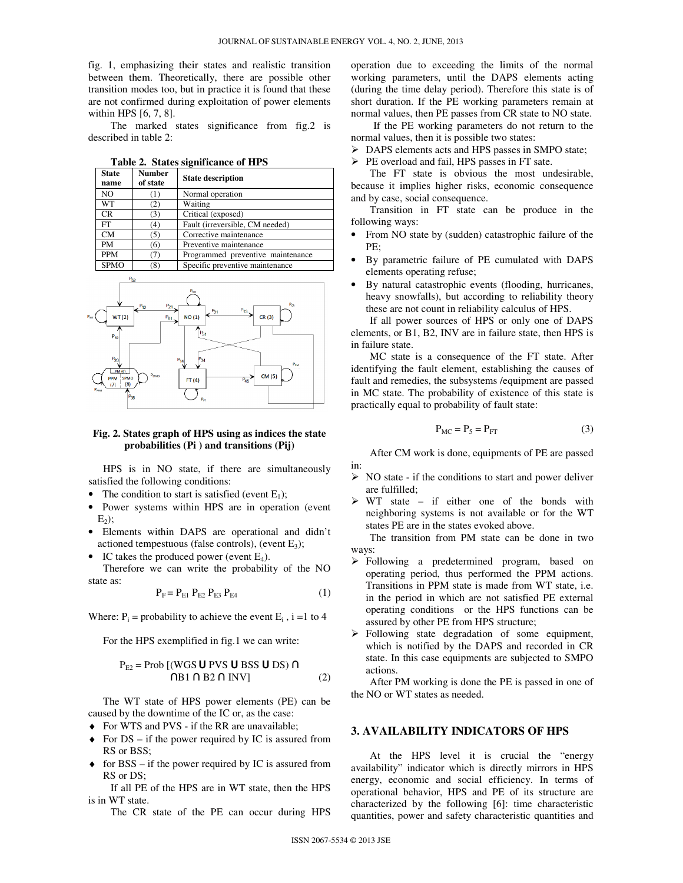fig. 1, emphasizing their states and realistic transition between them. Theoretically, there are possible other transition modes too, but in practice it is found that these are not confirmed during exploitation of power elements within HPS [6, 7, 8].

The marked states significance from fig.2 is described in table 2:

**Table 2. States significance of HPS**

| State name | Number of state | State description |
|---|---|---|
| NO | (1) | Normal operation |
| WT | (2) | Waiting |
| CR | (3) | Critical (exposed) |
| FT | (4) | Fault (irreversible, CM needed) |
| CM | (5) | Corrective maintenance |
| PM | (6) | Preventive maintenance |
| PPM | (7) | Programmed preventive maintenance |
| SPMO | (8) | Specific preventive maintenance |

**Fig. 2. States graph of HPS using as indices the state probabilities (Pi ) and transitions (Pij)**

HPS is in NO state, if there are simultaneously satisfied the following conditions:

- The condition to start is satisfied (event $E_1$);
- Power systems within HPS are in operation (event $E_2$);
- Elements within DAPS are operational and didn't actioned tempestuous (false controls), (event $E_3$);
- IC takes the produced power (event $E_4$).

Therefore we can write the probability of the NO state as:

$$P_F = P_{E1}\, P_{E2}\, P_{E3}\, P_{E4} \tag{1}$$

Where: $P_i$ = probability to achieve the event $E_i$ , i =1 to 4

For the HPS exemplified in fig.1 we can write:

$$P_{E2} = \text{Prob}\,[(\text{WGS} \cup \text{PVS} \cup \text{BSS} \cup \text{DS}) \cap \cap \text{B1} \cap \text{B2} \cap \text{INV}] \tag{2}$$

The WT state of HPS power elements (PE) can be caused by the downtime of the IC or, as the case:

- For WTS and PVS - if the RR are unavailable;
- For DS – if the power required by IC is assured from RS or BSS;
- for BSS – if the power required by IC is assured from RS or DS;

If all PE of the HPS are in WT state, then the HPS is in WT state.

The CR state of the PE can occur during HPS operation due to exceeding the limits of the normal working parameters, until the DAPS elements acting (during the time delay period). Therefore this state is of short duration. If the PE working parameters remain at normal values, then PE passes from CR state to NO state.

If the PE working parameters do not return to the normal values, then it is possible two states:

- DAPS elements acts and HPS passes in SMPO state;
- PE overload and fail, HPS passes in FT sate.

The FT state is obvious the most undesirable, because it implies higher risks, economic consequence and by case, social consequence.

Transition in FT state can be produce in the following ways:

- From NO state by (sudden) catastrophic failure of the PE;
- By parametric failure of PE cumulated with DAPS elements operating refuse;
- By natural catastrophic events (flooding, hurricanes, heavy snowfalls), but according to reliability theory these are not count in reliability calculus of HPS.

If all power sources of HPS or only one of DAPS elements, or B1, B2, INV are in failure state, then HPS is in failure state.

MC state is a consequence of the FT state. After identifying the fault element, establishing the causes of fault and remedies, the subsystems /equipment are passed in MC state. The probability of existence of this state is practically equal to probability of fault state:

$$P_{MC} = P_5 = P_{FT} \tag{3}$$

After CM work is done, equipments of PE are passed in:

- NO state - if the conditions to start and power deliver are fulfilled;
- WT state – if either one of the bonds with neighboring systems is not available or for the WT states PE are in the states evoked above.

The transition from PM state can be done in two ways:

- Following a predetermined program, based on operating period, thus performed the PPM actions. Transitions in PPM state is made from WT state, i.e. in the period in which are not satisfied PE external operating conditions or the HPS functions can be assured by other PE from HPS structure;
- Following state degradation of some equipment, which is notified by the DAPS and recorded in CR state. In this case equipments are subjected to SMPO actions.

After PM working is done the PE is passed in one of the NO or WT states as needed.

## 3. AVAILABILITY INDICATORS OF HPS

At the HPS level it is crucial the "energy availability" indicator which is directly mirrors in HPS energy, economic and social efficiency. In terms of operational behavior, HPS and PE of its structure are characterized by the following [6]: time characteristic quantities, power and safety characteristic quantities and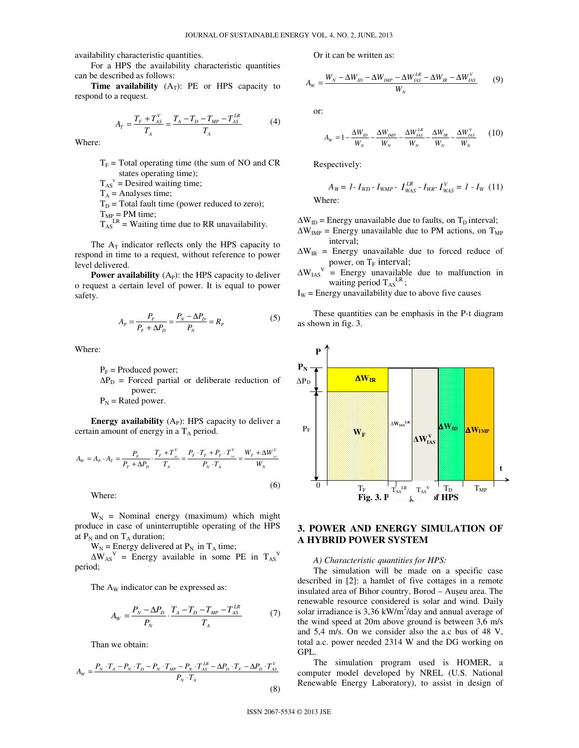availability characteristic quantities.

For a HPS the availability characteristic quantities can be described as follows:

**Time availability** ($A_T$): PE or HPS capacity to respond to a request.

$$A_T = \frac{T_F + T_{AS}^V}{T_A} = \frac{T_A - T_D - T_{MP} - T_{AS}^{LR}}{T_A} \tag{4}$$

Where:

- $T_F$ = Total operating time (the sum of NO and CR states operating time);
- $T_{AS}^v$ = Desired waiting time;
- $T_A$ = Analyses time;
- $T_D$ = Total fault time (power reduced to zero);
- $T_{MP}$ = PM time;
- $T_{AS}^{LR}$ = Waiting time due to RR unavailability.

The $A_T$ indicator reflects only the HPS capacity to respond in time to a request, without reference to power level delivered.

**Power availability** ($A_P$): the HPS capacity to deliver o request a certain level of power. It is equal to power safety.

$$A_P = \frac{P_F}{P_F + \Delta P_D} = \frac{P_N - \Delta P_D}{P_N} = R_P \tag{5}$$

Where:

- $P_F$ = Produced power;
- $\Delta P_D$ = Forced partial or deliberate reduction of power;
- $P_N$ = Rated power.

**Energy availability** ($A_P$): HPS capacity to deliver a certain amount of energy in a $T_A$ period.

$$A_W = A_P \cdot A_T = \frac{P_F}{P_F + \Delta P_D} \cdot \frac{T_F + T_{AS}^V}{T_A} = \frac{P_F \cdot T_F + P_F \cdot T_{AS}^V}{P_N \cdot T_A} = \frac{W_F + \Delta W_{AS}^V}{W_N} \tag{6}$$

Where:

$W_N$ = Nominal energy (maximum) which might produce in case of uninterruptible operating of the HPS at $P_N$ and on $T_A$ duration;

$W_N$ = Energy delivered at $P_N$ in $T_A$ time;

$\Delta W_{AS}^V$ = Energy available in some PE in $T_{AS}^V$ period;

The $A_W$ indicator can be expressed as:

$$A_W = \frac{P_N - \Delta P_D}{P_N} \cdot \frac{T_A - T_D - T_{MP} - T_{AS}^{LR}}{T_A} \tag{7}$$

Than we obtain:

$$A_W = \frac{P_N \cdot T_A - P_N \cdot T_D - P_N \cdot T_{MP} - P_N \cdot T_{AS}^{LR} - \Delta P_D \cdot T_F - \Delta P_D \cdot T_{AS}^V}{P_N \cdot T_A} \tag{8}$$

Or it can be written as:

$$A_W = \frac{W_N - \Delta W_{ID} - \Delta W_{IMP} - \Delta W_{IAS}^{LR} - \Delta W_{IR} - \Delta W_{IAS}^V}{W_N} \tag{9}$$

or:

$$A_W = 1 - \frac{\Delta W_{ID}}{W_N} - \frac{\Delta W_{IMP}}{W_N} - \frac{\Delta W_{IAS}^{LR}}{W_N} - \frac{\Delta W_{IR}}{W_N} - \frac{\Delta W_{IAS}^V}{W_N} \tag{10}$$

Respectively:

$$A_W = 1 - I_{WD} - I_{WMP} - I_{WAS}^{LR} - I_{WR} - I_{WAS}^V = 1 - I_W \tag{11}$$

Where:

- $\Delta W_{ID}$ = Energy unavailable due to faults, on $T_D$ interval;
- $\Delta W_{IMP}$ = Energy unavailable due to PM actions, on $T_{MP}$ interval;
- $\Delta W_{IR}$ = Energy unavailable due to forced reduce of power, on $T_F$ interval;
- $\Delta W_{IAS}^V$ = Energy unavailable due to malfunction in waiting period $T_{AS}^{LR}$;
- $I_W$ = Energy unavailability due to above five causes

These quantities can be emphasis in the P-t diagram as shown in fig. 3.

**Fig. 3. P-t diagram of HPS**

## 3. POWER AND ENERGY SIMULATION OF A HYBRID POWER SYSTEM

*A) Characteristic quantities for HPS:*

The simulation will be made on a specific case described in [2]: a hamlet of five cottages in a remote insulated area of Bihor country, Borod – Aușeu area. The renewable resource considered is solar and wind. Daily solar irradiance is 3,36 kW/m$^2$/day and annual average of the wind speed at 20m above ground is between 3,6 m/s and 5,4 m/s. On we consider also the a.c bus of 48 V, total a.c. power needed 2314 W and the DG working on GPL.

The simulation program used is HOMER, a computer model developed by NREL (U.S. National Renewable Energy Laboratory), to assist in design of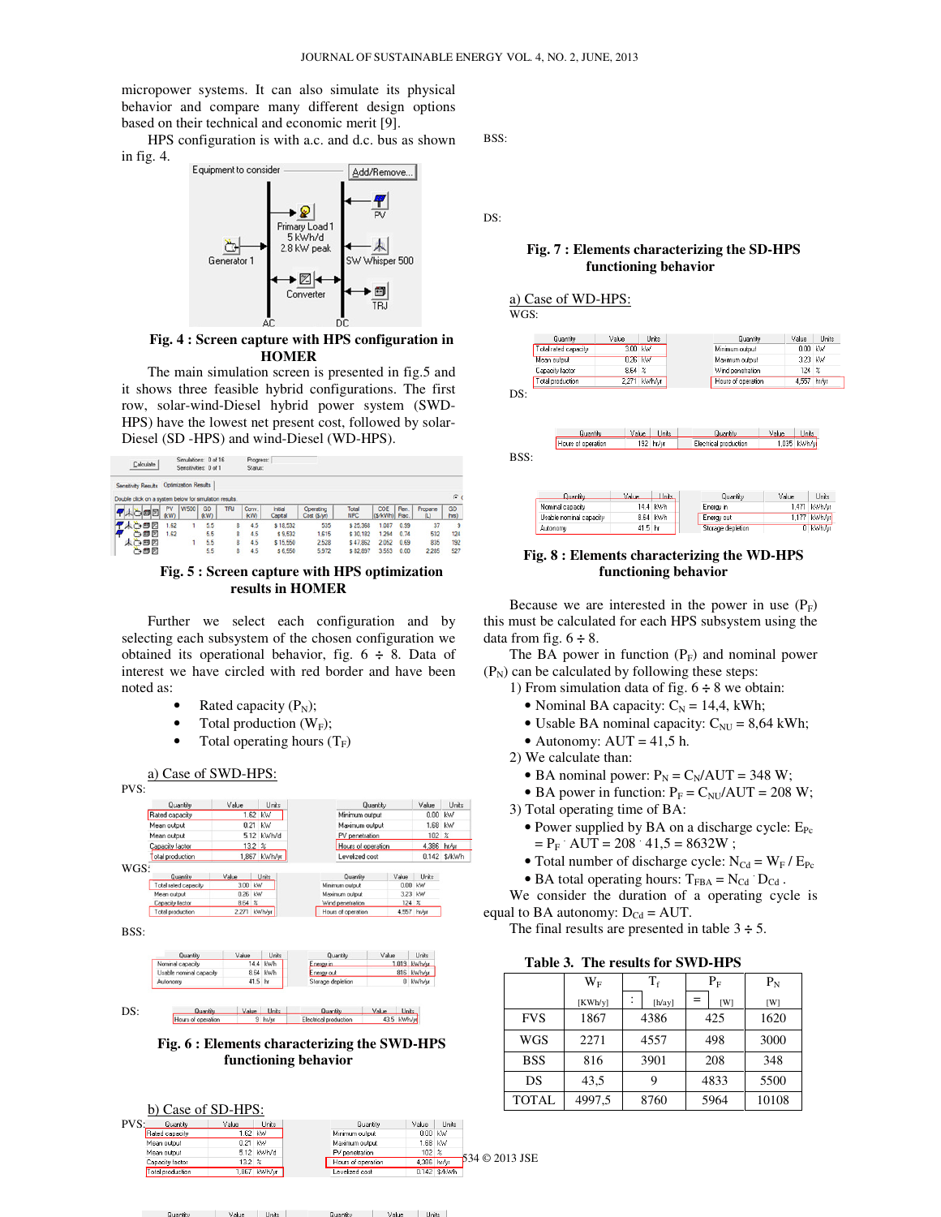micropower systems. It can also simulate its physical behavior and compare many different design options based on their technical and economic merit [9].

HPS configuration is with a.c. and d.c. bus as shown in fig. 4.

**Fig. 4 : Screen capture with HPS configuration in HOMER**

The main simulation screen is presented in fig.5 and it shows three feasible hybrid configurations. The first row, solar-wind-Diesel hybrid power system (SWD-HPS) have the lowest net present cost, followed by solar-Diesel (SD -HPS) and wind-Diesel (WD-HPS).

**Fig. 5 : Screen capture with HPS optimization results in HOMER**

Further we select each configuration and by selecting each subsystem of the chosen configuration we obtained its operational behavior, fig. 6 ÷ 8. Data of interest we have circled with red border and have been noted as:

- Rated capacity ($P_N$);
- Total production ($W_F$);
- Total operating hours ($T_F$)

a) Case of SWD-HPS:

PVS:

WGS:

BSS:

DS:

**Fig. 6 : Elements characterizing the SWD-HPS functioning behavior**

b) Case of SD-HPS:

PVS:

BSS:

DS:

**Fig. 7 : Elements characterizing the SD-HPS functioning behavior**

a) Case of WD-HPS:

WGS:

DS:

BSS:

**Fig. 8 : Elements characterizing the WD-HPS functioning behavior**

Because we are interested in the power in use ($P_F$) this must be calculated for each HPS subsystem using the data from fig. 6 ÷ 8.

The BA power in function ($P_F$) and nominal power ($P_N$) can be calculated by following these steps:

1) From simulation data of fig. 6 ÷ 8 we obtain:
   - Nominal BA capacity: $C_N$ = 14,4, kWh;
   - Usable BA nominal capacity: $C_{NU}$ = 8,64 kWh;
   - Autonomy: AUT = 41,5 h.
2) We calculate than:
   - BA nominal power: $P_N = C_N/AUT$ = 348 W;
   - BA power in function: $P_F = C_{NU}/AUT$ = 208 W;
3) Total operating time of BA:
   - Power supplied by BA on a discharge cycle: $E_{Pc} = P_F \cdot AUT = 208 \cdot 41{,}5 = 8632$W ;
   - Total number of discharge cycle: $N_{Cd} = W_F / E_{Pc}$
   - BA total operating hours: $T_{FBA} = N_{Cd} \cdot D_{Cd}$ .

We consider the duration of a operating cycle is equal to BA autonomy: $D_{Cd}$ = AUT.

The final results are presented in table 3 ÷ 5.

**Table 3. The results for SWD-HPS**

| | $W_F$ [KWh/y] | $T_f$ [h/ay] | $P_F$ [W] | $P_N$ [W] |
|---|---|---|---|---|
| FVS | 1867 | 4386 | 425 | 1620 |
| WGS | 2271 | 4557 | 498 | 3000 |
| BSS | 816 | 3901 | 208 | 348 |
| DS | 43,5 | 9 | 4833 | 5500 |
| TOTAL | 4997,5 | 8760 | 5964 | 10108 |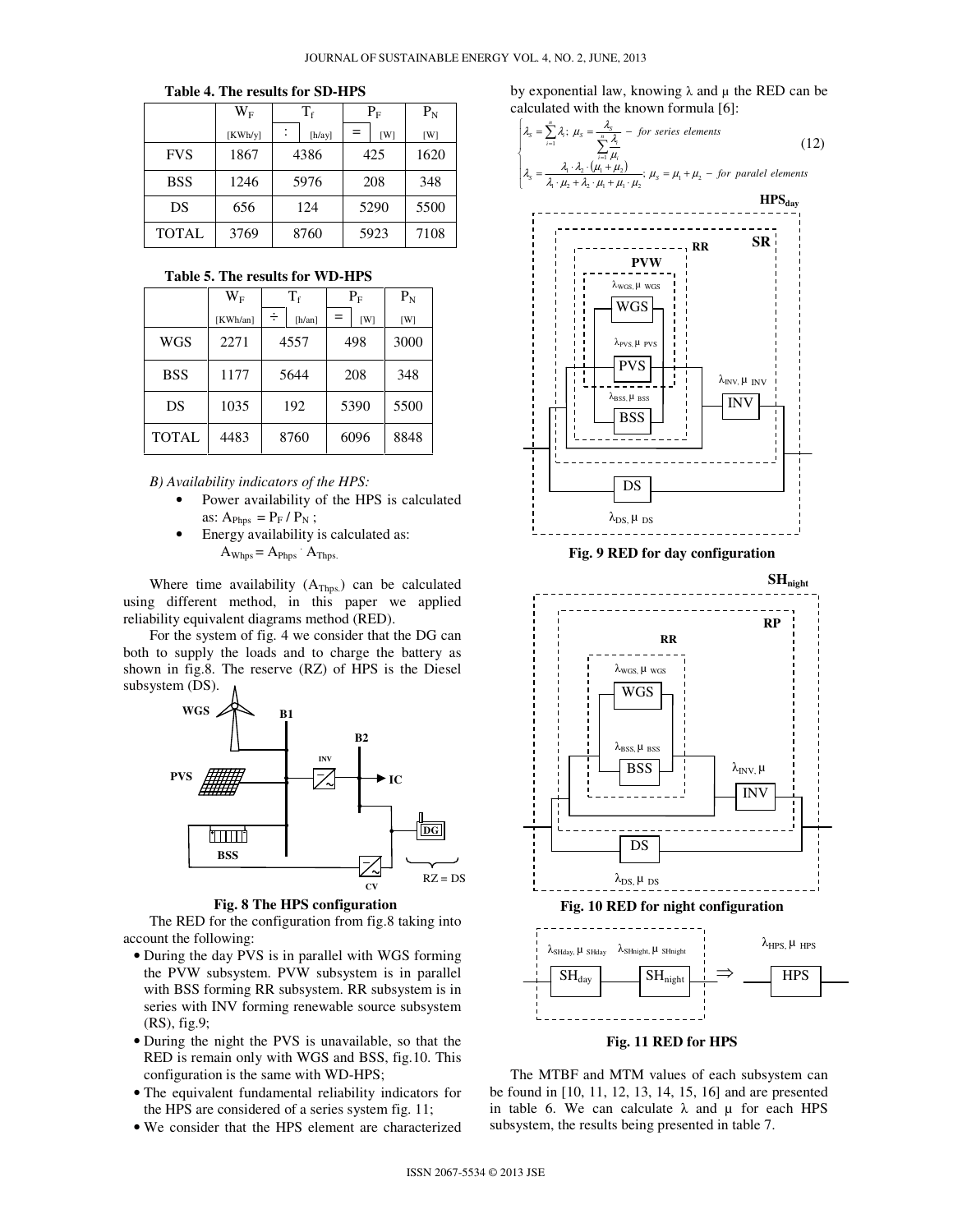**Table 4. The results for SD-HPS**

| | $W_F$ [KWh/y] | $T_f$ : [h/ay] | $P_F$ = [W] | $P_N$ [W] |
|---|---|---|---|---|
| FVS | 1867 | 4386 | 425 | 1620 |
| BSS | 1246 | 5976 | 208 | 348 |
| DS | 656 | 124 | 5290 | 5500 |
| TOTAL | 3769 | 8760 | 5923 | 7108 |

**Table 5. The results for WD-HPS**

| | $W_F$ [KWh/an] | $T_f$ ÷ [h/an] | $P_F$ = [W] | $P_N$ [W] |
|---|---|---|---|---|
| WGS | 2271 | 4557 | 498 | 3000 |
| BSS | 1177 | 5644 | 208 | 348 |
| DS | 1035 | 192 | 5390 | 5500 |
| TOTAL | 4483 | 8760 | 6096 | 8848 |

*B) Availability indicators of the HPS:*

- Power availability of the HPS is calculated as: $A_{Phps} = P_F / P_N$ ;
- Energy availability is calculated as: $A_{Whps} = A_{Phps} \cdot A_{Thps.}$

Where time availability ($A_{Thps.}$) can be calculated using different method, in this paper we applied reliability equivalent diagrams method (RED).

For the system of fig. 4 we consider that the DG can both to supply the loads and to charge the battery as shown in fig.8. The reserve (RZ) of HPS is the Diesel subsystem (DS).

**Fig. 8 The HPS configuration**

The RED for the configuration from fig.8 taking into account the following:

- During the day PVS is in parallel with WGS forming the PVW subsystem. PVW subsystem is in parallel with BSS forming RR subsystem. RR subsystem is in series with INV forming renewable source subsystem (RS), fig.9;
- During the night the PVS is unavailable, so that the RED is remain only with WGS and BSS, fig.10. This configuration is the same with WD-HPS;
- The equivalent fundamental reliability indicators for the HPS are considered of a series system fig. 11;
- We consider that the HPS element are characterized by exponential law, knowing λ and μ the RED can be calculated with the known formula [6]:

$$\begin{cases} \lambda_S = \sum_{i=1}^{n} \lambda_i ;\ \mu_S = \dfrac{\lambda_S}{\sum_{i=1}^{n} \dfrac{\lambda_i}{\mu_i}} - \text{ for series elements} \\ \lambda_S = \dfrac{\lambda_1 \cdot \lambda_2 \cdot (\mu_1 + \mu_2)}{\lambda_1 \cdot \mu_2 + \lambda_2 \cdot \mu_1 + \mu_1 \cdot \mu_2} ;\ \mu_S = \mu_1 + \mu_2 - \text{ for paralel elements} \end{cases} \tag{12}$$

**Fig. 9 RED for day configuration**

**Fig. 10 RED for night configuration**

**Fig. 11 RED for HPS**

The MTBF and MTM values of each subsystem can be found in [10, 11, 12, 13, 14, 15, 16] and are presented in table 6. We can calculate λ and μ for each HPS subsystem, the results being presented in table 7.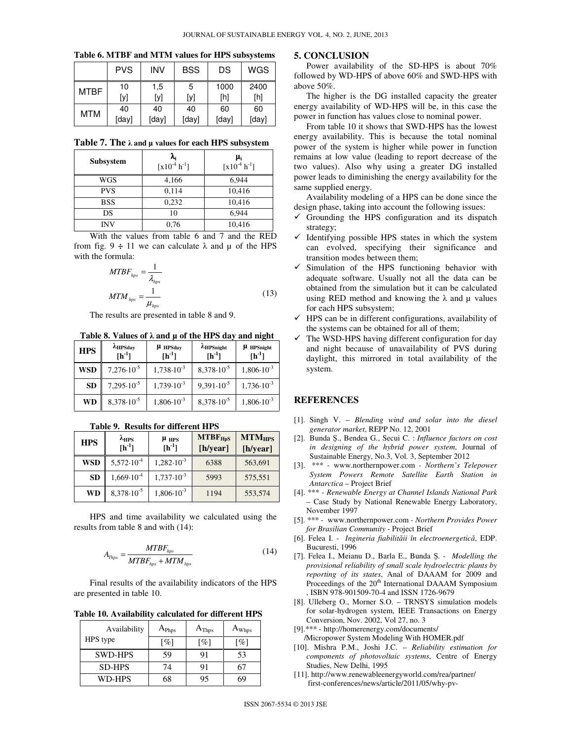**Table 6. MTBF and MTM values for HPS subsystems**

| | PVS | INV | BSS | DS | WGS |
|---|---|---|---|---|---|
| MTBF | 10 [y] | 1,5 [y] | 5 [y] | 1000 [h] | 2400 [h] |
| MTM | 40 [day] | 40 [day] | 40 [day] | 60 [day] | 60 [day] |

**Table 7. The λ and μ values for each HPS subsystem**

| Subsystem | $\lambda_i$ $[x10^{-4}\ h^{-1}]$ | $\mu_i$ $[x10^{-4}\ h^{-1}]$ |
|---|---|---|
| WGS | 4,166 | 6,944 |
| PVS | 0,114 | 10,416 |
| BSS | 0,232 | 10,416 |
| DS | 10 | 6,944 |
| INV | 0,76 | 10,416 |

With the values from table 6 and 7 and the RED from fig. 9 ÷ 11 we can calculate λ and μ of the HPS with the formula:

$$MTBF_{hps} = \frac{1}{\lambda_{hps}}$$
$$MTM_{hps} = \frac{1}{\mu_{hps}} \tag{13}$$

The results are presented in table 8 and 9.

**Table 8. Values of λ and μ of the HPS day and night**

| HPS | $\lambda_{HPSday}$ $[h^{-1}]$ | $\mu_{HPSday}$ $[h^{-1}]$ | $\lambda_{HPSnight}$ $[h^{-1}]$ | $\mu_{HPSnight}$ $[h^{-1}]$ |
|---|---|---|---|---|
| WSD | $7{,}276\cdot10^{-5}$ | $1{,}738\cdot10^{-3}$ | $8{,}378\cdot10^{-5}$ | $1{,}806\cdot10^{-3}$ |
| SD | $7{,}295\cdot10^{-5}$ | $1{,}739\cdot10^{-3}$ | $9{,}391\cdot10^{-5}$ | $1{,}736\cdot10^{-3}$ |
| WD | $8{,}378\cdot10^{-5}$ | $1{,}806\cdot10^{-3}$ | $8{,}378\cdot10^{-5}$ | $1{,}806\cdot10^{-3}$ |

**Table 9. Results for different HPS**

| HPS | $\lambda_{HPS}$ $[h^{-1}]$ | $\mu_{HPS}$ $[h^{-1}]$ | $MTBF_{HPS}$ [h/year] | $MTM_{HPS}$ [h/year] |
|---|---|---|---|---|
| WSD | $5{,}572\cdot10^{-4}$ | $1{,}282\cdot10^{-3}$ | 6388 | 563,691 |
| SD | $1{,}669\cdot10^{-4}$ | $1{,}737\cdot10^{-3}$ | 5993 | 575,551 |
| WD | $8{,}378\cdot10^{-5}$ | $1{,}806\cdot10^{-3}$ | 1194 | 553,574 |

HPS and time availability we calculated using the results from table 8 and with (14):

$$A_{Thps} = \frac{MTBF_{hps}}{MTBF_{hps} + MTM_{hps}} \tag{14}$$

Final results of the availability indicators of the HPS are presented in table 10.

**Table 10. Availability calculated for different HPS**

| Availability / HPS type | $A_{Phps}$ [%] | $A_{Thps}$ [%] | $A_{Whps}$ [%] |
|---|---|---|---|
| SWD-HPS | 59 | 91 | 53 |
| SD-HPS | 74 | 91 | 67 |
| WD-HPS | 68 | 95 | 69 |

## 5. CONCLUSION

Power availability of the SD-HPS is about 70% followed by WD-HPS of above 60% and SWD-HPS with above 50%.

The higher is the DG installed capacity the greater energy availability of WD-HPS will be, in this case the power in function has values close to nominal power.

From table 10 it shows that SWD-HPS has the lowest energy availability. This is because the total nominal power of the system is higher while power in function remains at low value (leading to report decrease of the two values). Also why using a greater DG installed power leads to diminishing the energy availability for the same supplied energy.

Availability modeling of a HPS can be done since the design phase, taking into account the following issues:

- ✓ Grounding the HPS configuration and its dispatch strategy;
- ✓ Identifying possible HPS states in which the system can evolved, specifying their significance and transition modes between them;
- ✓ Simulation of the HPS functioning behavior with adequate software. Usually not all the data can be obtained from the simulation but it can be calculated using RED method and knowing the λ and μ values for each HPS subsystem;
- ✓ HPS can be in different configurations, availability of the systems can be obtained for all of them;
- ✓ The WSD-HPS having different configuration for day and night because of unavailability of PVS during daylight, this mirrored in total availability of the system.

## REFERENCES

[1]. Singh V. – *Blending wind and solar into the diesel generator market*, REPP No. 12, 2001

[2]. Bunda Ș., Bendea G., Secui C. : *Influence factors on cost in designing of the hybrid power system*, Journal of Sustainable Energy, No.3, Vol. 3, September 2012

[3]. *** - www.northernpower.com - *Northern's Telepower System Powers Remote Satellite Earth Station in Antarctica* – Project Brief

[4]. *** - *Renewable Energy at Channel Islands National Park* – Case Study by National Renewable Energy Laboratory, November 1997

[5]. *** - www.northernpower.com - *Northern Provides Power for Brasilian Community* - Project Brief

[6]. Felea I. - *Ingineria fiabilității în electroenergetică*, EDP. Bucuresti, 1996

[7]. Felea I., Meianu D., Barla E., Bunda Ș. - *Modelling the provisional reliability of small scale hydroelectric plants by reporting of its states*, Anal of DAAAM for 2009 and Proceedings of the 20th International DAAAM Symposium , ISBN 978-901509-70-4 and ISSN 1726-9679

[8]. Ulleberg O., Morner S.O. – TRNSYS simulation models for solar-hydrogen system, IEEE Transactions on Energy Conversion, Nov. 2002, Vol 27, no. 3

[9].*** - http://homerenergy.com/documents/ /Micropower System Modeling With HOMER.pdf

[10]. Mishra P.M., Joshi J.C. – *Reliability estimation for components of photovoltaic systems*, Centre of Energy Studies, New Delhi, 1995

[11]. http://www.renewableenergyworld.com/rea/partner/ first-conferences/news/article/2011/05/why-pv-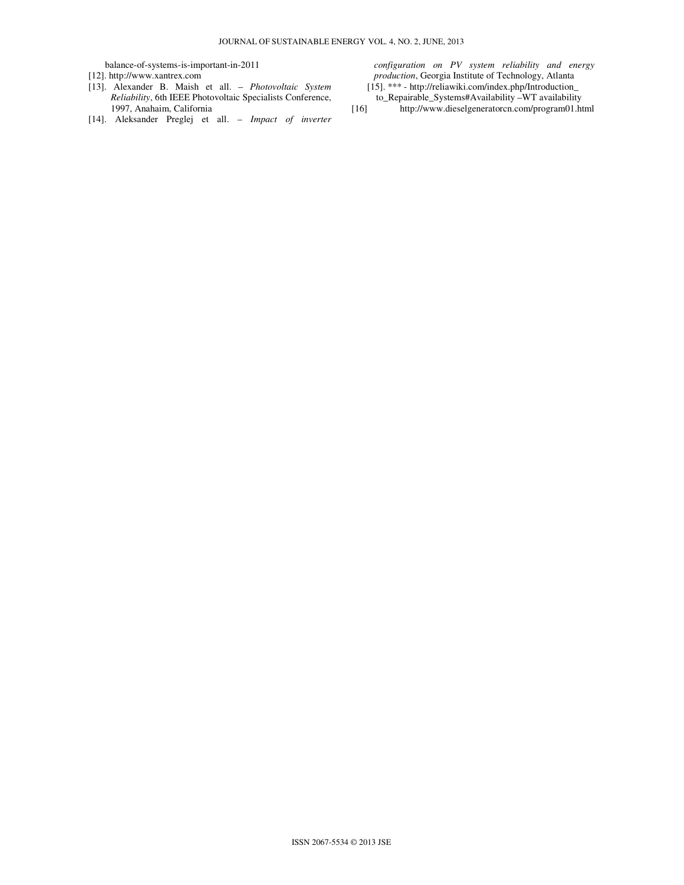balance-of-systems-is-important-in-2011

[12]. http://www.xantrex.com

[13]. Alexander B. Maish et all. – *Photovoltaic System Reliability*, 6th IEEE Photovoltaic Specialists Conference, 1997, Anahaim, California

[14]. Aleksander Preglej et all. – *Impact of inverter configuration on PV system reliability and energy production*, Georgia Institute of Technology, Atlanta

[15]. *** - http://reliawiki.com/index.php/Introduction_to_Repairable_Systems#Availability –WT availability

[16] http://www.dieselgeneratorcn.com/program01.html